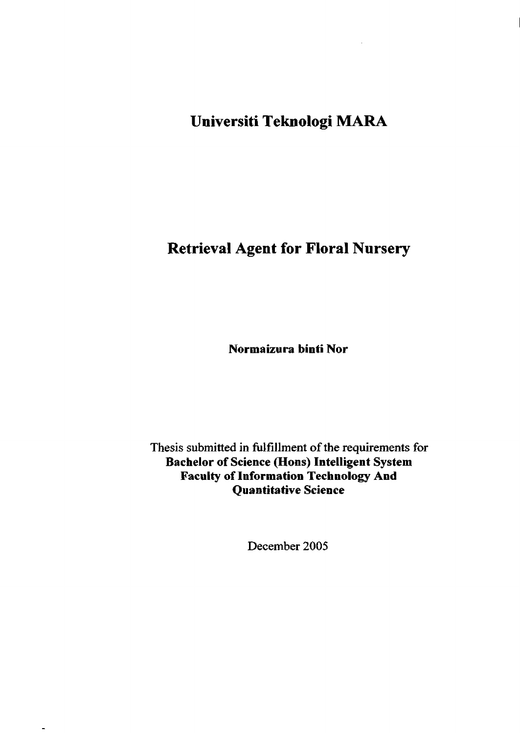# Universiti Teknologi MARA

# Retrieval Agent for Floral Nursery

**Normaizura binti Nor**

Thesis submitted in fulfillment of the requirements for
**Bachelor of Science (Hons) Intelligent System**
**Faculty of Information Technology And**
**Quantitative Science**

December 2005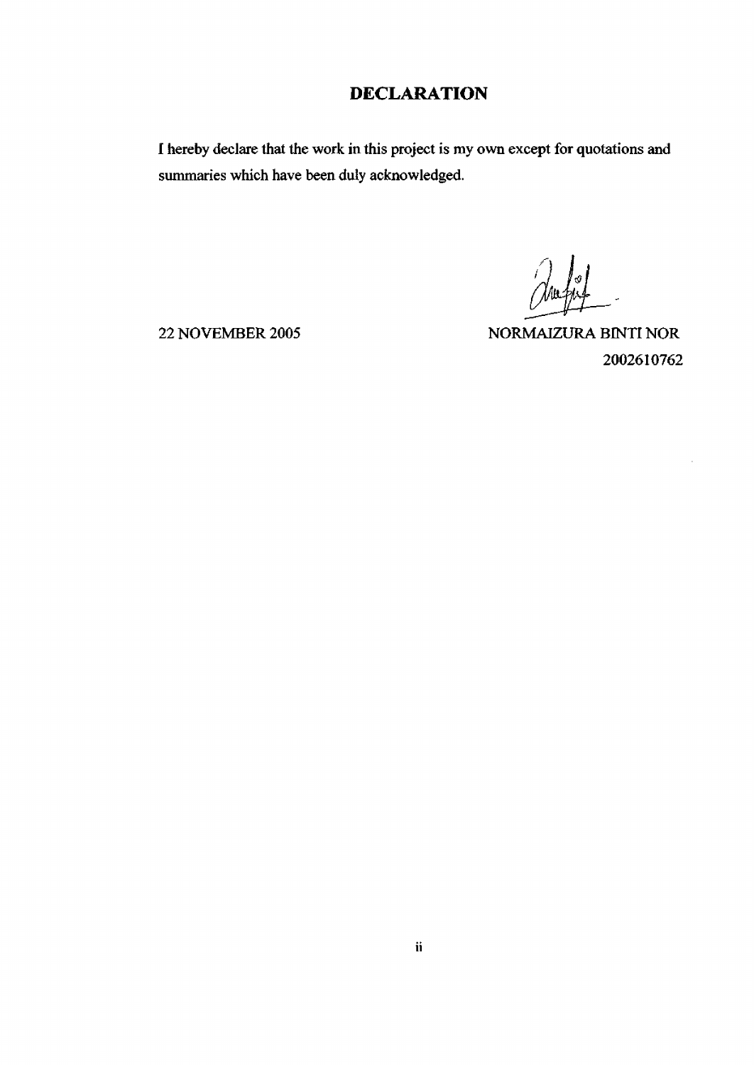# DECLARATION

I hereby declare that the work in this project is my own except for quotations and summaries which have been duly acknowledged.

22 NOVEMBER 2005

NORMAIZURA BINTI NOR
2002610762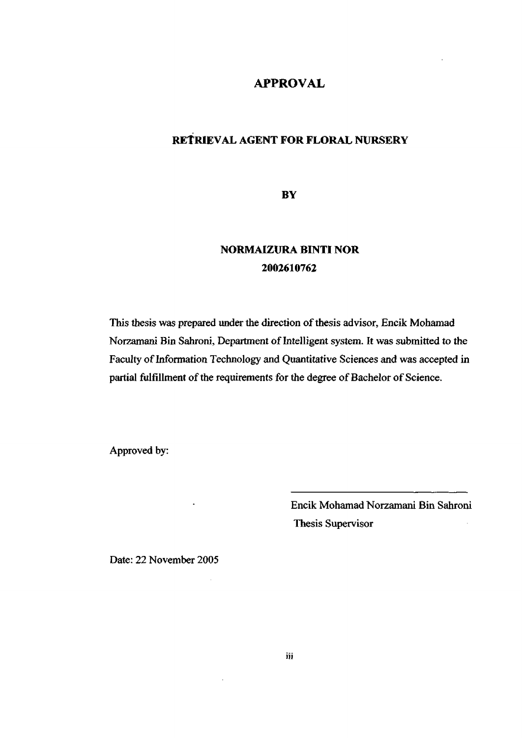# APPROVAL

## RETRIEVAL AGENT FOR FLORAL NURSERY

**BY**

**NORMAIZURA BINTI NOR**
**2002610762**

This thesis was prepared under the direction of thesis advisor, Encik Mohamad Norzamani Bin Sahroni, Department of Intelligent system. It was submitted to the Faculty of Information Technology and Quantitative Sciences and was accepted in partial fulfillment of the requirements for the degree of Bachelor of Science.

Approved by:

Encik Mohamad Norzamani Bin Sahroni
Thesis Supervisor

Date: 22 November 2005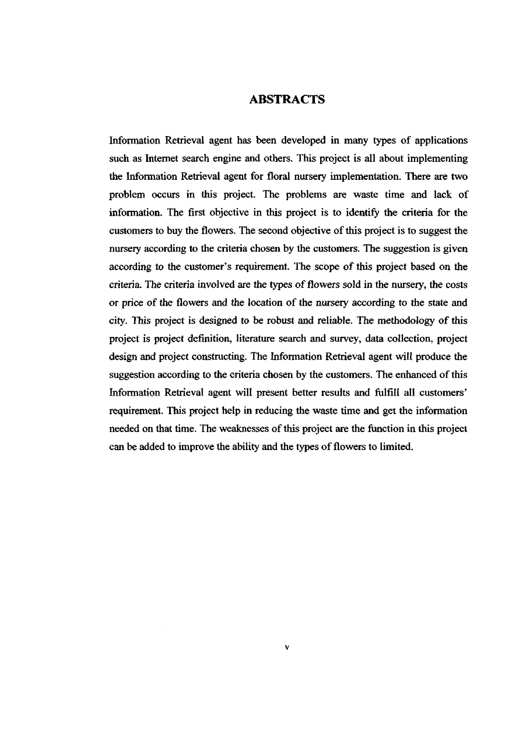# ABSTRACTS

Information Retrieval agent has been developed in many types of applications such as Internet search engine and others. This project is all about implementing the Information Retrieval agent for floral nursery implementation. There are two problem occurs in this project. The problems are waste time and lack of information. The first objective in this project is to identify the criteria for the customers to buy the flowers. The second objective of this project is to suggest the nursery according to the criteria chosen by the customers. The suggestion is given according to the customer's requirement. The scope of this project based on the criteria. The criteria involved are the types of flowers sold in the nursery, the costs or price of the flowers and the location of the nursery according to the state and city. This project is designed to be robust and reliable. The methodology of this project is project definition, literature search and survey, data collection, project design and project constructing. The Information Retrieval agent will produce the suggestion according to the criteria chosen by the customers. The enhanced of this Information Retrieval agent will present better results and fulfill all customers' requirement. This project help in reducing the waste time and get the information needed on that time. The weaknesses of this project are the function in this project can be added to improve the ability and the types of flowers to limited.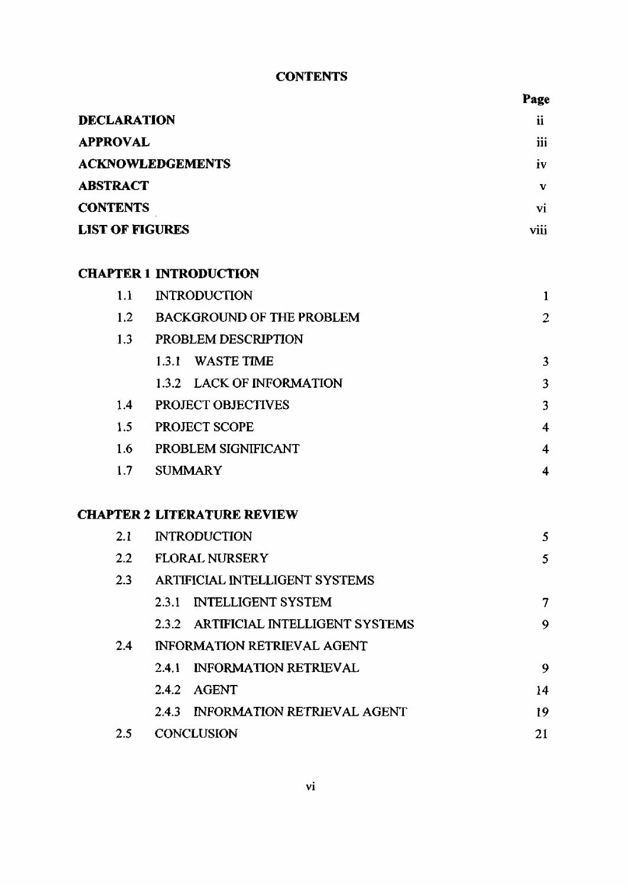# CONTENTS

| | Page |
|---|---|
| **DECLARATION** | ii |
| **APPROVAL** | iii |
| **ACKNOWLEDGEMENTS** | iv |
| **ABSTRACT** | v |
| **CONTENTS** | vi |
| **LIST OF FIGURES** | viii |

**CHAPTER 1 INTRODUCTION**

| | | |
|---|---|---|
| 1.1 | INTRODUCTION | 1 |
| 1.2 | BACKGROUND OF THE PROBLEM | 2 |
| 1.3 | PROBLEM DESCRIPTION | |
| | 1.3.1 WASTE TIME | 3 |
| | 1.3.2 LACK OF INFORMATION | 3 |
| 1.4 | PROJECT OBJECTIVES | 3 |
| 1.5 | PROJECT SCOPE | 4 |
| 1.6 | PROBLEM SIGNIFICANT | 4 |
| 1.7 | SUMMARY | 4 |

**CHAPTER 2 LITERATURE REVIEW**

| | | |
|---|---|---|
| 2.1 | INTRODUCTION | 5 |
| 2.2 | FLORAL NURSERY | 5 |
| 2.3 | ARTIFICIAL INTELLIGENT SYSTEMS | |
| | 2.3.1 INTELLIGENT SYSTEM | 7 |
| | 2.3.2 ARTIFICIAL INTELLIGENT SYSTEMS | 9 |
| 2.4 | INFORMATION RETRIEVAL AGENT | |
| | 2.4.1 INFORMATION RETRIEVAL | 9 |
| | 2.4.2 AGENT | 14 |
| | 2.4.3 INFORMATION RETRIEVAL AGENT | 19 |
| 2.5 | CONCLUSION | 21 |